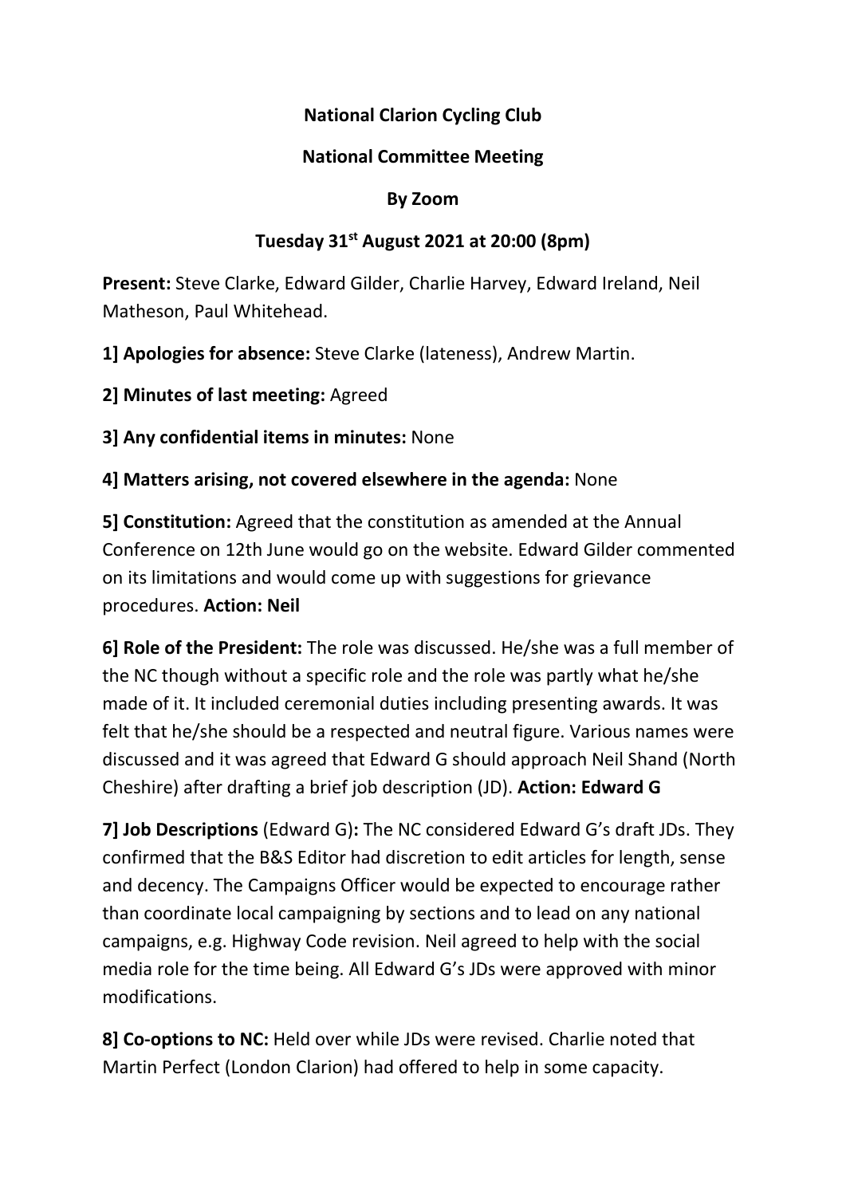**National Clarion Cycling Club**

**National Committee Meeting**

**By Zoom**

**Tuesday 31st August 2021 at 20:00 (8pm)**

**Present:** Steve Clarke, Edward Gilder, Charlie Harvey, Edward Ireland, Neil Matheson, Paul Whitehead.

**1] Apologies for absence:** Steve Clarke (lateness), Andrew Martin.

**2] Minutes of last meeting:** Agreed

**3] Any confidential items in minutes:** None

**4] Matters arising, not covered elsewhere in the agenda:** None

**5] Constitution:** Agreed that the constitution as amended at the Annual Conference on 12th June would go on the website. Edward Gilder commented on its limitations and would come up with suggestions for grievance procedures. **Action: Neil**

**6] Role of the President:** The role was discussed. He/she was a full member of the NC though without a specific role and the role was partly what he/she made of it. It included ceremonial duties including presenting awards. It was felt that he/she should be a respected and neutral figure. Various names were discussed and it was agreed that Edward G should approach Neil Shand (North Cheshire) after drafting a brief job description (JD). **Action: Edward G**

**7] Job Descriptions** (Edward G)**:** The NC considered Edward G's draft JDs. They confirmed that the B&S Editor had discretion to edit articles for length, sense and decency. The Campaigns Officer would be expected to encourage rather than coordinate local campaigning by sections and to lead on any national campaigns, e.g. Highway Code revision. Neil agreed to help with the social media role for the time being. All Edward G's JDs were approved with minor modifications.

**8] Co-options to NC:** Held over while JDs were revised. Charlie noted that Martin Perfect (London Clarion) had offered to help in some capacity.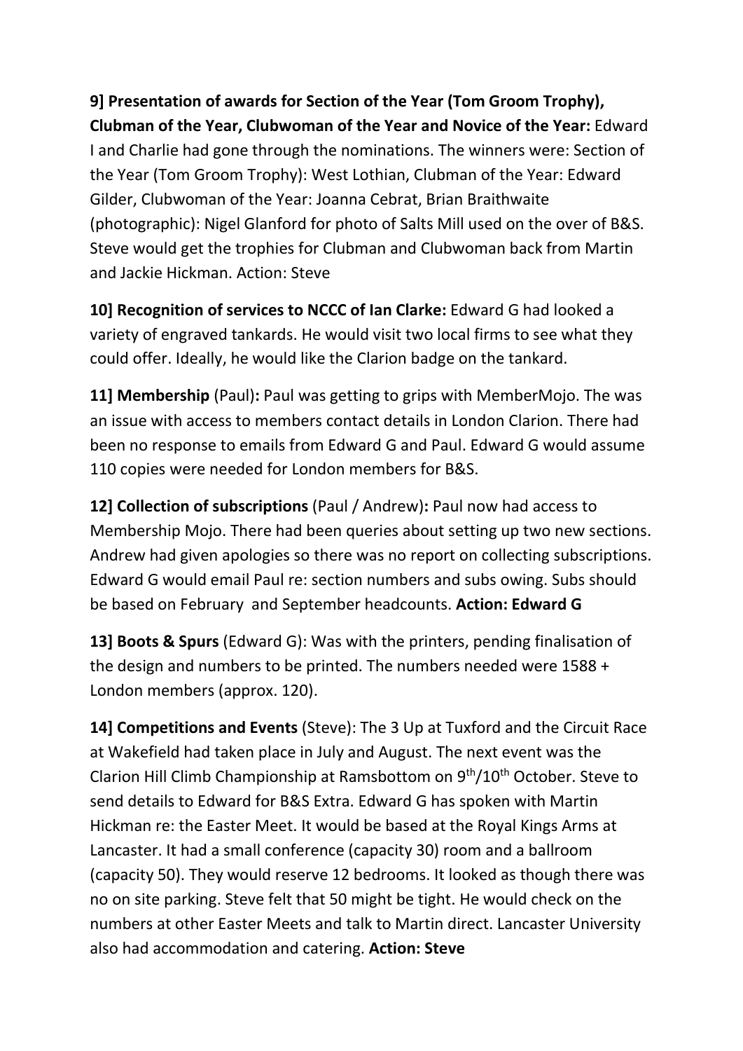**9] Presentation of awards for Section of the Year (Tom Groom Trophy), Clubman of the Year, Clubwoman of the Year and Novice of the Year:** Edward I and Charlie had gone through the nominations. The winners were: Section of the Year (Tom Groom Trophy): West Lothian, Clubman of the Year: Edward Gilder, Clubwoman of the Year: Joanna Cebrat, Brian Braithwaite (photographic): Nigel Glanford for photo of Salts Mill used on the over of B&S. Steve would get the trophies for Clubman and Clubwoman back from Martin and Jackie Hickman. Action: Steve

**10] Recognition of services to NCCC of Ian Clarke:** Edward G had looked a variety of engraved tankards. He would visit two local firms to see what they could offer. Ideally, he would like the Clarion badge on the tankard.

**11] Membership** (Paul)**:** Paul was getting to grips with MemberMojo. The was an issue with access to members contact details in London Clarion. There had been no response to emails from Edward G and Paul. Edward G would assume 110 copies were needed for London members for B&S.

**12] Collection of subscriptions** (Paul / Andrew)**:** Paul now had access to Membership Mojo. There had been queries about setting up two new sections. Andrew had given apologies so there was no report on collecting subscriptions. Edward G would email Paul re: section numbers and subs owing. Subs should be based on February and September headcounts. **Action: Edward G**

**13] Boots & Spurs** (Edward G): Was with the printers, pending finalisation of the design and numbers to be printed. The numbers needed were 1588 + London members (approx. 120).

**14] Competitions and Events** (Steve): The 3 Up at Tuxford and the Circuit Race at Wakefield had taken place in July and August. The next event was the Clarion Hill Climb Championship at Ramsbottom on 9th/10th October. Steve to send details to Edward for B&S Extra. Edward G has spoken with Martin Hickman re: the Easter Meet. It would be based at the Royal Kings Arms at Lancaster. It had a small conference (capacity 30) room and a ballroom (capacity 50). They would reserve 12 bedrooms. It looked as though there was no on site parking. Steve felt that 50 might be tight. He would check on the numbers at other Easter Meets and talk to Martin direct. Lancaster University also had accommodation and catering. **Action: Steve**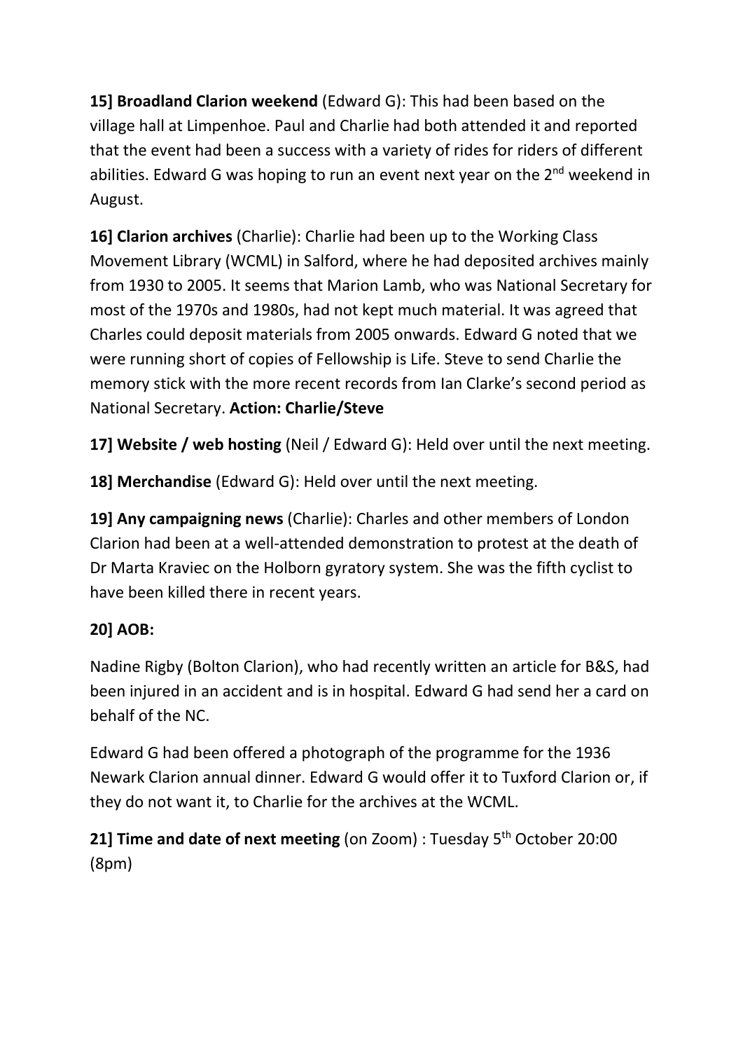**15] Broadland Clarion weekend** (Edward G): This had been based on the village hall at Limpenhoe. Paul and Charlie had both attended it and reported that the event had been a success with a variety of rides for riders of different abilities. Edward G was hoping to run an event next year on the 2nd weekend in August.

**16] Clarion archives** (Charlie): Charlie had been up to the Working Class Movement Library (WCML) in Salford, where he had deposited archives mainly from 1930 to 2005. It seems that Marion Lamb, who was National Secretary for most of the 1970s and 1980s, had not kept much material. It was agreed that Charles could deposit materials from 2005 onwards. Edward G noted that we were running short of copies of Fellowship is Life. Steve to send Charlie the memory stick with the more recent records from Ian Clarke's second period as National Secretary. **Action: Charlie/Steve**

**17] Website / web hosting** (Neil / Edward G): Held over until the next meeting.

**18] Merchandise** (Edward G): Held over until the next meeting.

**19] Any campaigning news** (Charlie): Charles and other members of London Clarion had been at a well-attended demonstration to protest at the death of Dr Marta Kraviec on the Holborn gyratory system. She was the fifth cyclist to have been killed there in recent years.

**20] AOB:**

Nadine Rigby (Bolton Clarion), who had recently written an article for B&S, had been injured in an accident and is in hospital. Edward G had send her a card on behalf of the NC.

Edward G had been offered a photograph of the programme for the 1936 Newark Clarion annual dinner. Edward G would offer it to Tuxford Clarion or, if they do not want it, to Charlie for the archives at the WCML.

**21] Time and date of next meeting** (on Zoom) : Tuesday 5th October 20:00 (8pm)